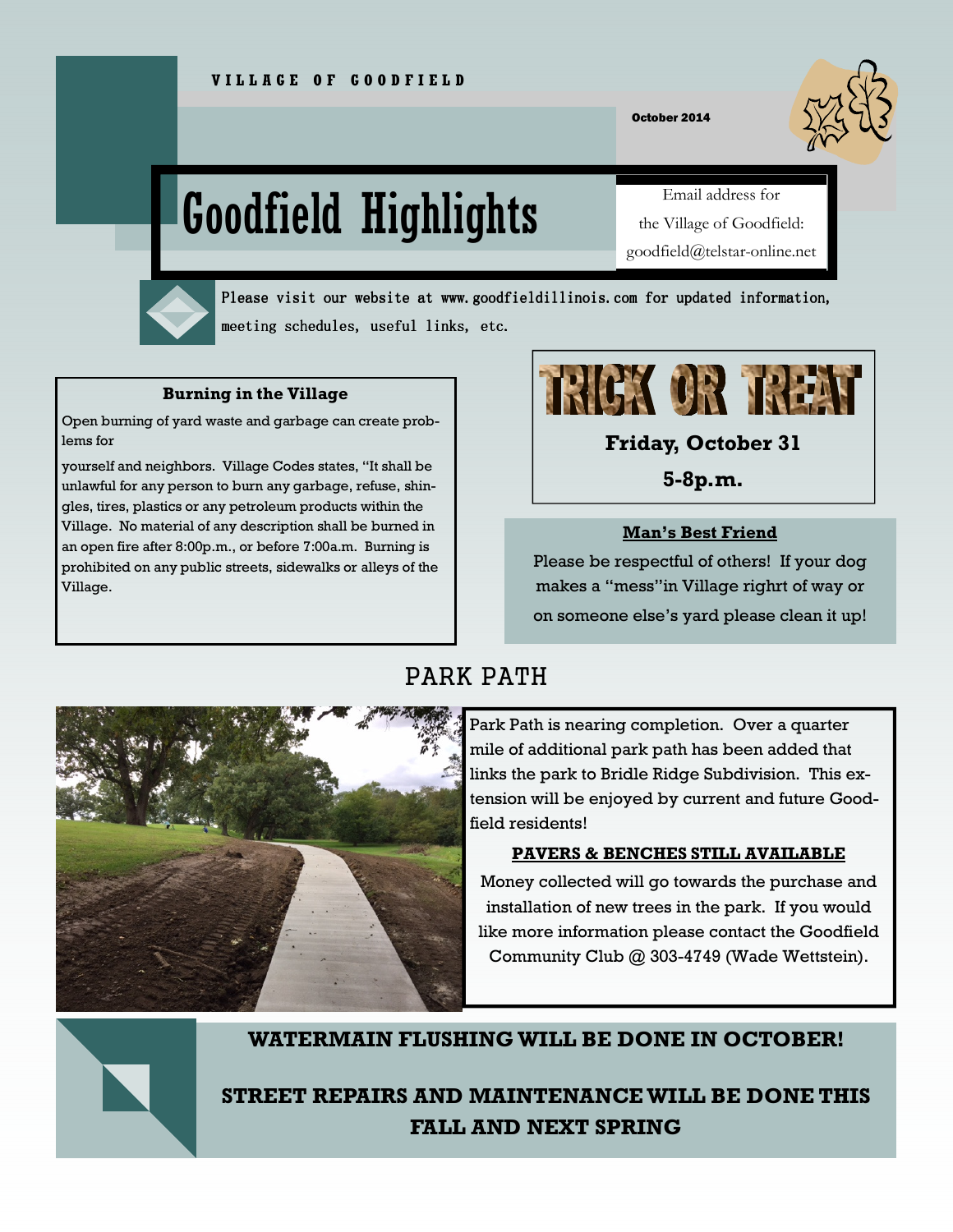VILLAGE OF GOODFIELD

October 2014

# Goodfield Highlights

Email address for the Village of Goodfield: goodfield@telstar-online.net

Please visit our website at www.goodfieldillinois.com for updated information, meeting schedules, useful links, etc.

### Burning in the Village

Open burning of yard waste and garbage can create problems for

yourself and neighbors. Village Codes states, "It shall be unlawful for any person to burn any garbage, refuse, shingles, tires, plastics or any petroleum products within the Village. No material of any description shall be burned in an open fire after 8:00p.m., or before 7:00a.m. Burning is prohibited on any public streets, sidewalks or alleys of the Village.

## TRICK OR TREAT

**Friday, October 31**

**5-8p.m.**

### Man's Best Friend

Please be respectful of others! If your dog makes a "mess"in Village righrt of way or on someone else's yard please clean it up!

## PARK PATH

Park Path is nearing completion. Over a quarter mile of additional park path has been added that links the park to Bridle Ridge Subdivision. This extension will be enjoyed by current and future Goodfield residents!

### PAVERS & BENCHES STILL AVAILABLE

Money collected will go towards the purchase and installation of new trees in the park. If you would like more information please contact the Goodfield Community Club @ 303-4749 (Wade Wettstein).

**WATERMAIN FLUSHING WILL BE DONE IN OCTOBER!**

**STREET REPAIRS AND MAINTENANCE WILL BE DONE THIS FALL AND NEXT SPRING**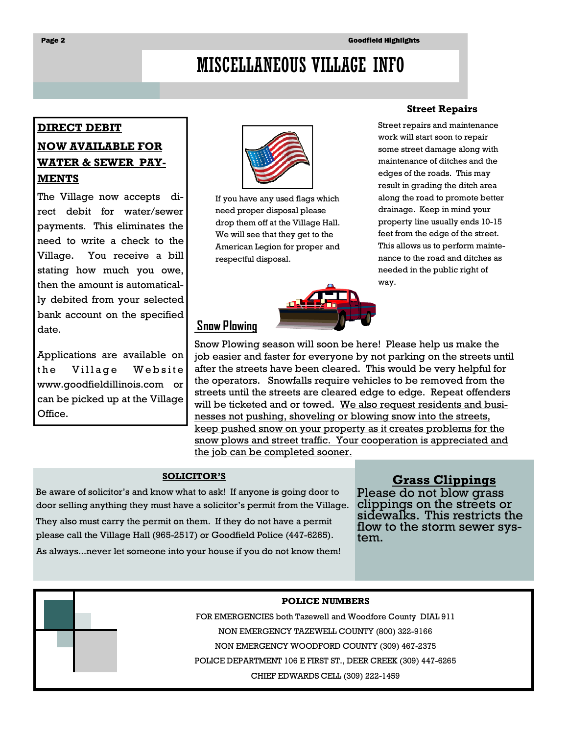# MISCELLANEOUS VILLAGE INFO

## DIRECT DEBIT NOW AVAILABLE FOR WATER & SEWER PAYMENTS

The Village now accepts direct debit for water/sewer payments. This eliminates the need to write a check to the Village. You receive a bill stating how much you owe, then the amount is automatically debited from your selected bank account on the specified date.

Applications are available on the Village Website www.goodfieldillinois.com or can be picked up at the Village Office.

If you have any used flags which need proper disposal please drop them off at the Village Hall. We will see that they get to the American Legion for proper and respectful disposal.

### Street Repairs

Street repairs and maintenance work will start soon to repair some street damage along with maintenance of ditches and the edges of the roads. This may result in grading the ditch area along the road to promote better drainage. Keep in mind your property line usually ends 10-15 feet from the edge of the street. This allows us to perform maintenance to the road and ditches as needed in the public right of way.

## Snow Plowing

Snow Plowing season will soon be here! Please help us make the job easier and faster for everyone by not parking on the streets until after the streets have been cleared. This would be very helpful for the operators. Snowfalls require vehicles to be removed from the streets until the streets are cleared edge to edge. Repeat offenders will be ticketed and or towed. <u>We also request residents and businesses not pushing, shoveling or blowing snow into the streets, keep pushed snow on your property as it creates problems for the snow plows and street traffic. Your cooperation is appreciated and the job can be completed sooner.</u>

### SOLICITOR'S

Be aware of solicitor's and know what to ask! If anyone is going door to door selling anything they must have a solicitor's permit from the Village.

They also must carry the permit on them. If they do not have a permit please call the Village Hall (965-2517) or Goodfield Police (447-6265).

As always...never let someone into your house if you do not know them!

## Grass Clippings

Please do not blow grass clippings on the streets or sidewalks. This restricts the flow to the storm sewer system.

### POLICE NUMBERS

FOR EMERGENCIES both Tazewell and Woodfore County DIAL 911

NON EMERGENCY TAZEWELL COUNTY (800) 322-9166

NON EMERGENCY WOODFORD COUNTY (309) 467-2375

POLICE DEPARTMENT 106 E FIRST ST., DEER CREEK (309) 447-6265

CHIEF EDWARDS CELL (309) 222-1459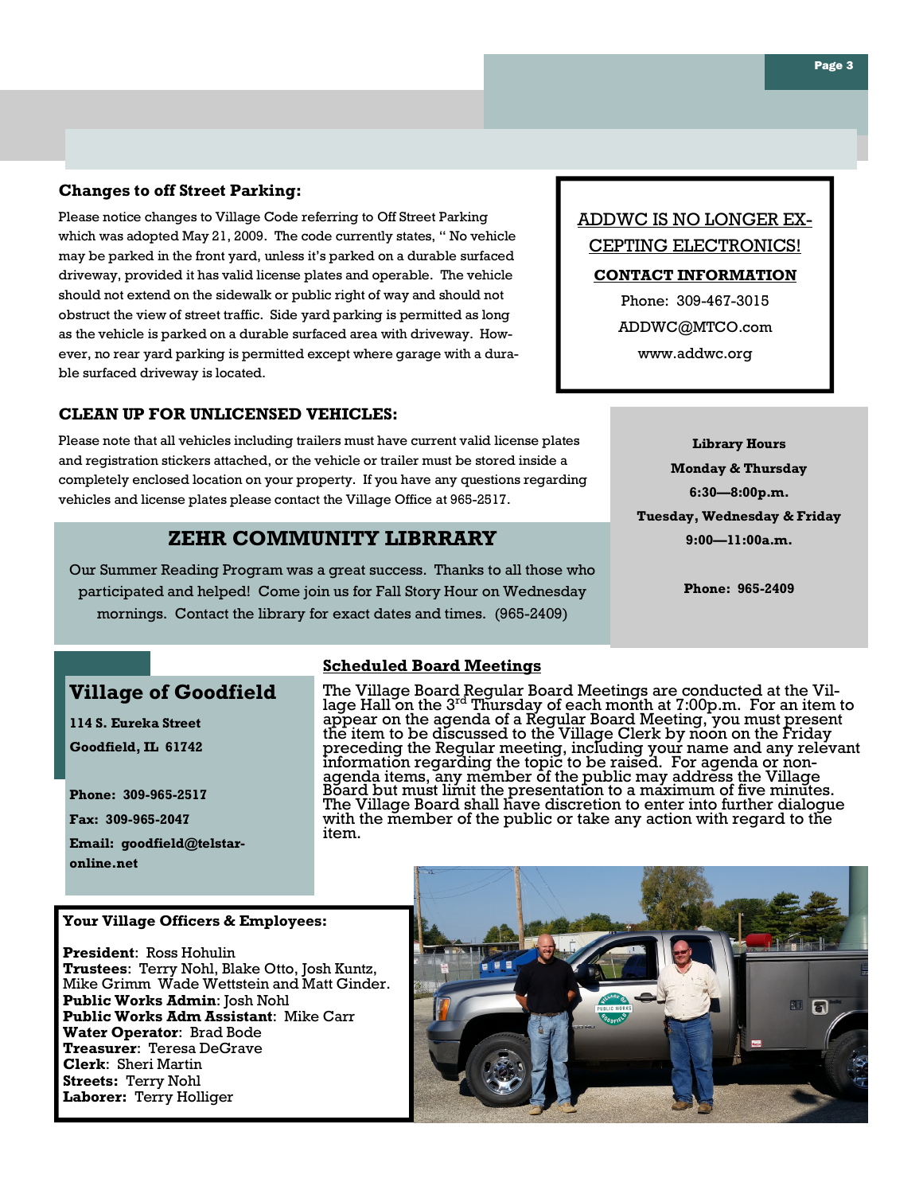## Changes to off Street Parking:

Please notice changes to Village Code referring to Off Street Parking which was adopted May 21, 2009. The code currently states, " No vehicle may be parked in the front yard, unless it's parked on a durable surfaced driveway, provided it has valid license plates and operable. The vehicle should not extend on the sidewalk or public right of way and should not obstruct the view of street traffic. Side yard parking is permitted as long as the vehicle is parked on a durable surfaced area with driveway. However, no rear yard parking is permitted except where garage with a durable surfaced driveway is located.

ADDWC IS NO LONGER EXCEPTING ELECTRONICS!

**CONTACT INFORMATION**

Phone: 309-467-3015

ADDWC@MTCO.com

www.addwc.org

## CLEAN UP FOR UNLICENSED VEHICLES:

Please note that all vehicles including trailers must have current valid license plates and registration stickers attached, or the vehicle or trailer must be stored inside a completely enclosed location on your property. If you have any questions regarding vehicles and license plates please contact the Village Office at 965-2517.

## ZEHR COMMUNITY LIBRRARY

Our Summer Reading Program was a great success. Thanks to all those who participated and helped! Come join us for Fall Story Hour on Wednesday mornings. Contact the library for exact dates and times. (965-2409)

**Library Hours**

**Monday & Thursday**

**6:30—8:00p.m.**

**Tuesday, Wednesday & Friday**

**9:00—11:00a.m.**

**Phone: 965-2409**

## Village of Goodfield

**114 S. Eureka Street**

**Goodfield, IL 61742**

**Phone: 309-965-2517**

**Fax: 309-965-2047**

**Email: goodfield@telstar-online.net**

## Scheduled Board Meetings

The Village Board Regular Board Meetings are conducted at the Village Hall on the 3rd Thursday of each month at 7:00p.m. For an item to appear on the agenda of a Regular Board Meeting, you must present the item to be discussed to the Village Clerk by noon on the Friday preceding the Regular meeting, including your name and any relevant information regarding the topic to be raised. For agenda or non-agenda items, any member of the public may address the Village Board but must limit the presentation to a maximum of five minutes. The Village Board shall have discretion to enter into further dialogue with the member of the public or take any action with regard to the item.

**Your Village Officers & Employees:**

**President**: Ross Hohulin
**Trustees**: Terry Nohl, Blake Otto, Josh Kuntz, Mike Grimm Wade Wettstein and Matt Ginder.
**Public Works Admin**: Josh Nohl
**Public Works Adm Assistant**: Mike Carr
**Water Operator**: Brad Bode
**Treasurer**: Teresa DeGrave
**Clerk**: Sheri Martin
**Streets:** Terry Nohl
**Laborer:** Terry Holliger